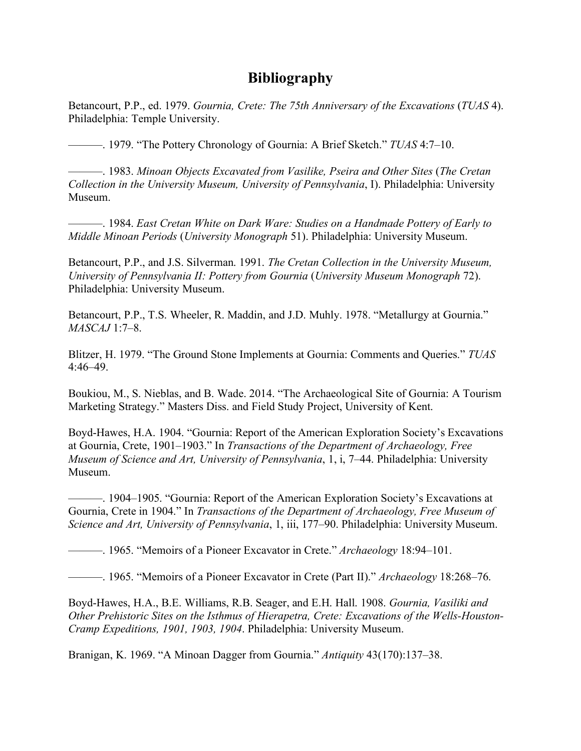# Bibliography

Betancourt, P.P., ed. 1979. *Gournia, Crete: The 75th Anniversary of the Excavations* (*TUAS* 4). Philadelphia: Temple University.

———. 1979. "The Pottery Chronology of Gournia: A Brief Sketch." *TUAS* 4:7–10.

———. 1983. *Minoan Objects Excavated from Vasilike, Pseira and Other Sites* (*The Cretan Collection in the University Museum, University of Pennsylvania*, I). Philadelphia: University Museum.

———. 1984. *East Cretan White on Dark Ware: Studies on a Handmade Pottery of Early to Middle Minoan Periods* (*University Monograph* 51). Philadelphia: University Museum.

Betancourt, P.P., and J.S. Silverman. 1991. *The Cretan Collection in the University Museum, University of Pennsylvania II: Pottery from Gournia* (*University Museum Monograph* 72). Philadelphia: University Museum.

Betancourt, P.P., T.S. Wheeler, R. Maddin, and J.D. Muhly. 1978. "Metallurgy at Gournia." *MASCAJ* 1:7–8.

Blitzer, H. 1979. "The Ground Stone Implements at Gournia: Comments and Queries." *TUAS* 4:46–49.

Boukiou, M., S. Nieblas, and B. Wade. 2014. "The Archaeological Site of Gournia: A Tourism Marketing Strategy." Masters Diss. and Field Study Project, University of Kent.

Boyd-Hawes, H.A. 1904. "Gournia: Report of the American Exploration Society's Excavations at Gournia, Crete, 1901–1903." In *Transactions of the Department of Archaeology, Free Museum of Science and Art, University of Pennsylvania*, 1, i, 7–44. Philadelphia: University Museum.

———. 1904–1905. "Gournia: Report of the American Exploration Society's Excavations at Gournia, Crete in 1904." In *Transactions of the Department of Archaeology, Free Museum of Science and Art, University of Pennsylvania*, 1, iii, 177–90. Philadelphia: University Museum.

———. 1965. "Memoirs of a Pioneer Excavator in Crete." *Archaeology* 18:94–101.

———. 1965. "Memoirs of a Pioneer Excavator in Crete (Part II)." *Archaeology* 18:268–76.

Boyd-Hawes, H.A., B.E. Williams, R.B. Seager, and E.H. Hall. 1908. *Gournia, Vasiliki and Other Prehistoric Sites on the Isthmus of Hierapetra, Crete: Excavations of the Wells-Houston-Cramp Expeditions, 1901, 1903, 1904*. Philadelphia: University Museum.

Branigan, K. 1969. "A Minoan Dagger from Gournia." *Antiquity* 43(170):137–38.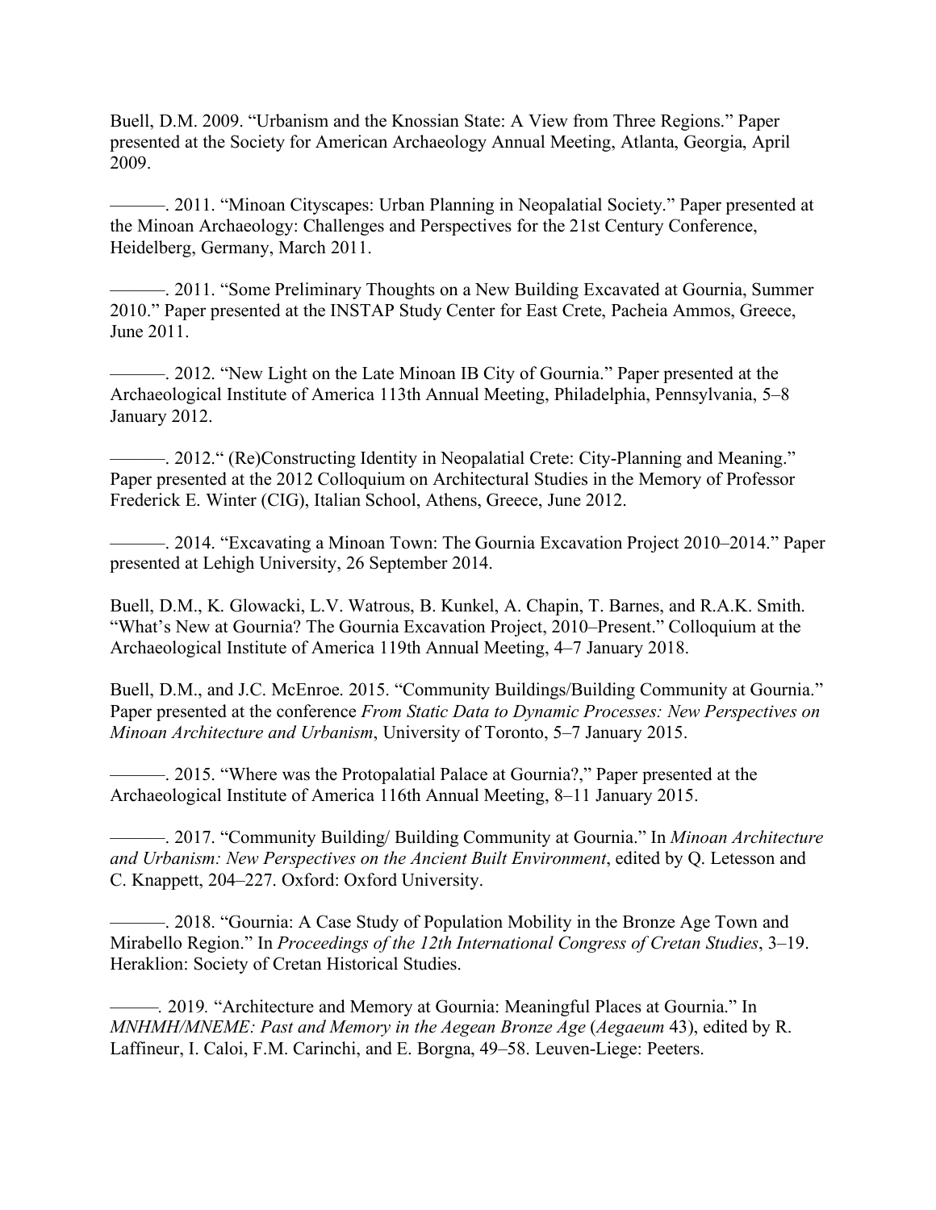Buell, D.M. 2009. "Urbanism and the Knossian State: A View from Three Regions." Paper presented at the Society for American Archaeology Annual Meeting, Atlanta, Georgia, April 2009.

———. 2011. "Minoan Cityscapes: Urban Planning in Neopalatial Society." Paper presented at the Minoan Archaeology: Challenges and Perspectives for the 21st Century Conference, Heidelberg, Germany, March 2011.

———. 2011. "Some Preliminary Thoughts on a New Building Excavated at Gournia, Summer 2010." Paper presented at the INSTAP Study Center for East Crete, Pacheia Ammos, Greece, June 2011.

———. 2012. "New Light on the Late Minoan IB City of Gournia." Paper presented at the Archaeological Institute of America 113th Annual Meeting, Philadelphia, Pennsylvania, 5–8 January 2012.

———. 2012." (Re)Constructing Identity in Neopalatial Crete: City-Planning and Meaning." Paper presented at the 2012 Colloquium on Architectural Studies in the Memory of Professor Frederick E. Winter (CIG), Italian School, Athens, Greece, June 2012.

———. 2014. "Excavating a Minoan Town: The Gournia Excavation Project 2010–2014." Paper presented at Lehigh University, 26 September 2014.

Buell, D.M., K. Glowacki, L.V. Watrous, B. Kunkel, A. Chapin, T. Barnes, and R.A.K. Smith. "What's New at Gournia? The Gournia Excavation Project, 2010–Present." Colloquium at the Archaeological Institute of America 119th Annual Meeting, 4–7 January 2018.

Buell, D.M., and J.C. McEnroe. 2015. "Community Buildings/Building Community at Gournia." Paper presented at the conference *From Static Data to Dynamic Processes: New Perspectives on Minoan Architecture and Urbanism*, University of Toronto, 5–7 January 2015.

———. 2015. "Where was the Protopalatial Palace at Gournia?," Paper presented at the Archaeological Institute of America 116th Annual Meeting, 8–11 January 2015.

———. 2017. "Community Building/ Building Community at Gournia." In *Minoan Architecture and Urbanism: New Perspectives on the Ancient Built Environment*, edited by Q. Letesson and C. Knappett, 204–227. Oxford: Oxford University.

———. 2018. "Gournia: A Case Study of Population Mobility in the Bronze Age Town and Mirabello Region." In *Proceedings of the 12th International Congress of Cretan Studies*, 3–19. Heraklion: Society of Cretan Historical Studies.

———. 2019. "Architecture and Memory at Gournia: Meaningful Places at Gournia." In *MNHMH/MNEME: Past and Memory in the Aegean Bronze Age* (*Aegaeum* 43), edited by R. Laffineur, I. Caloi, F.M. Carinchi, and E. Borgna, 49–58. Leuven-Liege: Peeters.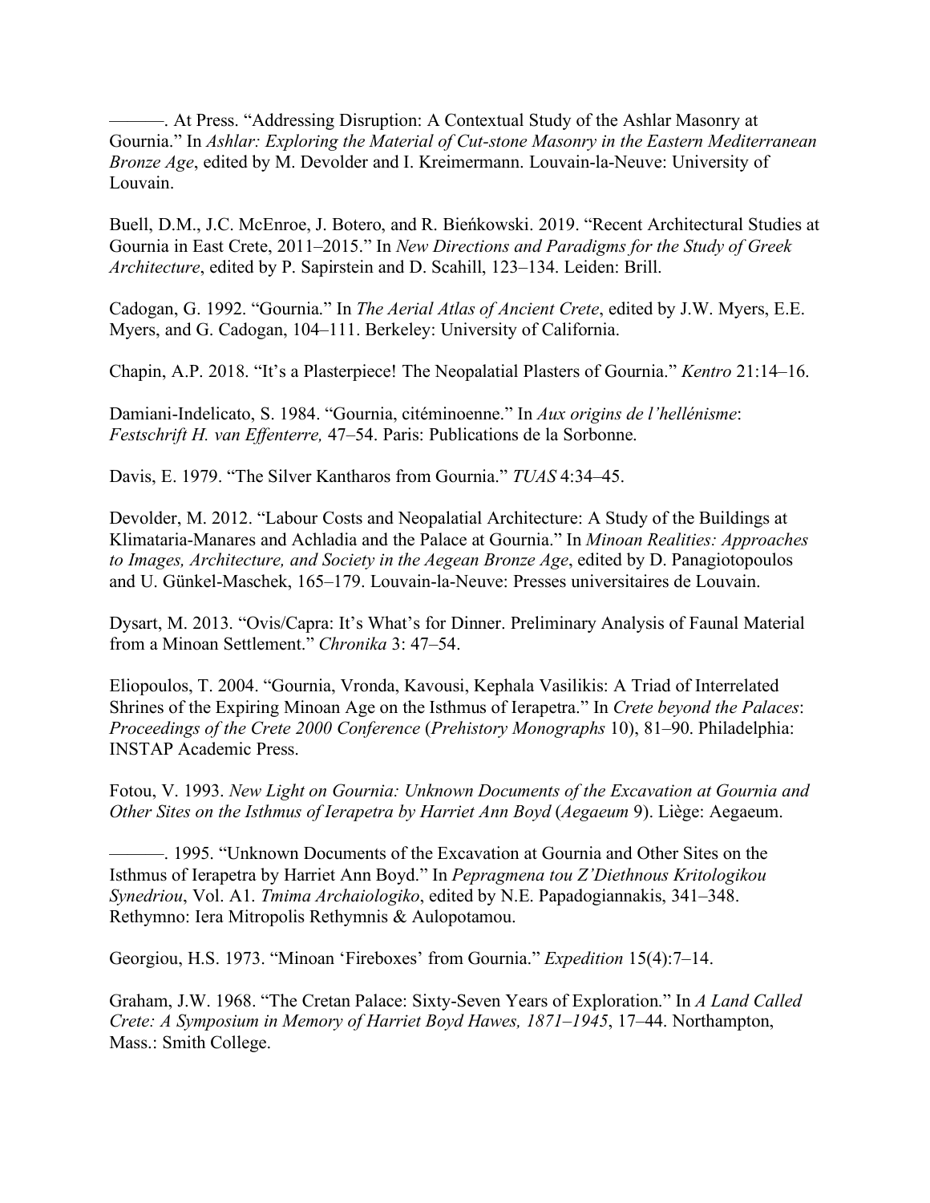———. At Press. "Addressing Disruption: A Contextual Study of the Ashlar Masonry at Gournia." In *Ashlar: Exploring the Material of Cut-stone Masonry in the Eastern Mediterranean Bronze Age*, edited by M. Devolder and I. Kreimermann. Louvain-la-Neuve: University of Louvain.

Buell, D.M., J.C. McEnroe, J. Botero, and R. Bieńkowski. 2019. "Recent Architectural Studies at Gournia in East Crete, 2011–2015." In *New Directions and Paradigms for the Study of Greek Architecture*, edited by P. Sapirstein and D. Scahill, 123–134. Leiden: Brill.

Cadogan, G. 1992. "Gournia." In *The Aerial Atlas of Ancient Crete*, edited by J.W. Myers, E.E. Myers, and G. Cadogan, 104–111. Berkeley: University of California.

Chapin, A.P. 2018. "It's a Plasterpiece! The Neopalatial Plasters of Gournia." *Kentro* 21:14–16.

Damiani-Indelicato, S. 1984. "Gournia, citéminoenne." In *Aux origins de l'hellénisme*: *Festschrift H. van Effenterre,* 47–54. Paris: Publications de la Sorbonne.

Davis, E. 1979. "The Silver Kantharos from Gournia." *TUAS* 4:34–45.

Devolder, M. 2012. "Labour Costs and Neopalatial Architecture: A Study of the Buildings at Klimataria-Manares and Achladia and the Palace at Gournia." In *Minoan Realities: Approaches to Images, Architecture, and Society in the Aegean Bronze Age*, edited by D. Panagiotopoulos and U. Günkel-Maschek, 165–179. Louvain-la-Neuve: Presses universitaires de Louvain.

Dysart, M. 2013. "Ovis/Capra: It's What's for Dinner. Preliminary Analysis of Faunal Material from a Minoan Settlement." *Chronika* 3: 47–54.

Eliopoulos, T. 2004. "Gournia, Vronda, Kavousi, Kephala Vasilikis: A Triad of Interrelated Shrines of the Expiring Minoan Age on the Isthmus of Ierapetra." In *Crete beyond the Palaces*: *Proceedings of the Crete 2000 Conference* (*Prehistory Monographs* 10), 81–90. Philadelphia: INSTAP Academic Press.

Fotou, V. 1993. *New Light on Gournia: Unknown Documents of the Excavation at Gournia and Other Sites on the Isthmus of Ierapetra by Harriet Ann Boyd* (*Aegaeum* 9). Liège: Aegaeum.

———. 1995. "Unknown Documents of the Excavation at Gournia and Other Sites on the Isthmus of Ierapetra by Harriet Ann Boyd." In *Pepragmena tou Z'Diethnous Kritologikou Synedriou*, Vol. A1. *Tmima Archaiologiko*, edited by N.E. Papadogiannakis, 341–348. Rethymno: Iera Mitropolis Rethymnis & Aulopotamou.

Georgiou, H.S. 1973. "Minoan 'Fireboxes' from Gournia." *Expedition* 15(4):7–14.

Graham, J.W. 1968. "The Cretan Palace: Sixty-Seven Years of Exploration." In *A Land Called Crete: A Symposium in Memory of Harriet Boyd Hawes, 1871–1945*, 17–44. Northampton, Mass.: Smith College.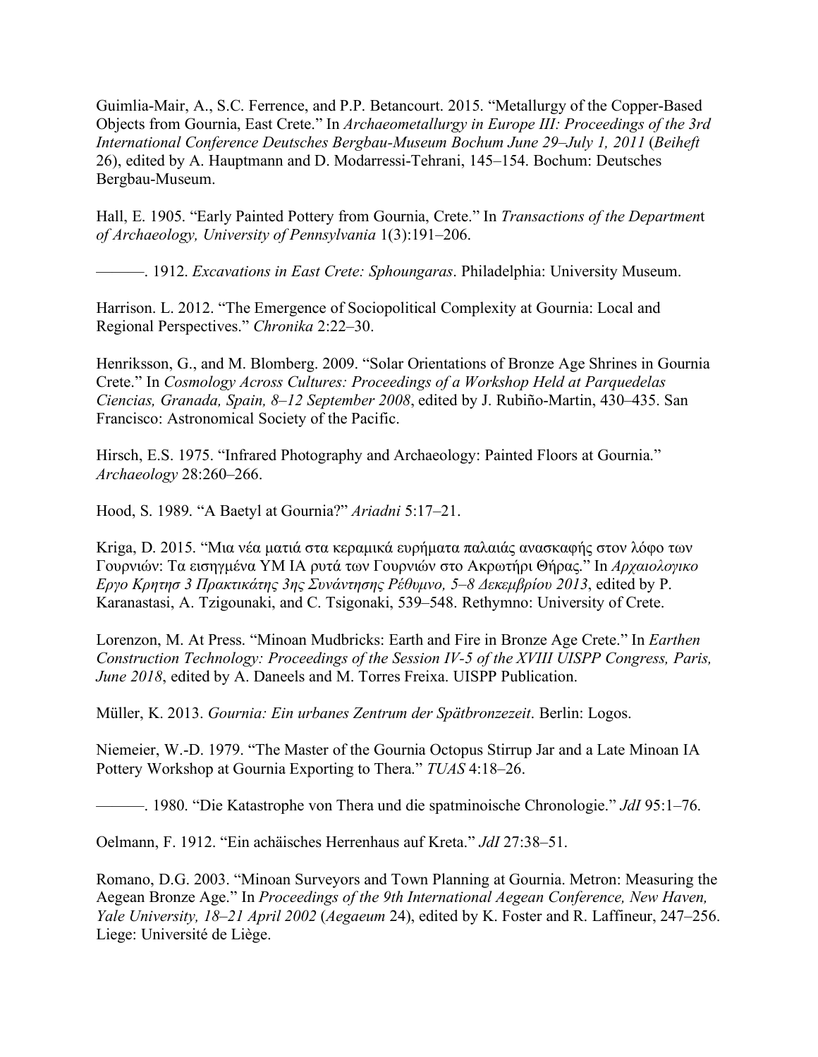Guimlia-Mair, A., S.C. Ferrence, and P.P. Betancourt. 2015. "Metallurgy of the Copper-Based Objects from Gournia, East Crete." In *Archaeometallurgy in Europe III: Proceedings of the 3rd International Conference Deutsches Bergbau-Museum Bochum June 29–July 1, 2011* (*Beiheft* 26), edited by A. Hauptmann and D. Modarressi-Tehrani, 145–154. Bochum: Deutsches Bergbau-Museum.

Hall, E. 1905. "Early Painted Pottery from Gournia, Crete." In *Transactions of the Department of Archaeology, University of Pennsylvania* 1(3):191–206.

———. 1912. *Excavations in East Crete: Sphoungaras*. Philadelphia: University Museum.

Harrison. L. 2012. "The Emergence of Sociopolitical Complexity at Gournia: Local and Regional Perspectives." *Chronika* 2:22–30.

Henriksson, G., and M. Blomberg. 2009. "Solar Orientations of Bronze Age Shrines in Gournia Crete." In *Cosmology Across Cultures: Proceedings of a Workshop Held at Parquedelas Ciencias, Granada, Spain, 8–12 September 2008*, edited by J. Rubiño-Martin, 430–435. San Francisco: Astronomical Society of the Pacific.

Hirsch, E.S. 1975. "Infrared Photography and Archaeology: Painted Floors at Gournia." *Archaeology* 28:260–266.

Hood, S. 1989. "A Baetyl at Gournia?" *Ariadni* 5:17–21.

Kriga, D. 2015. "Μια νέα ματιά στα κεραμικά ευρήματα παλαιάς ανασκαφής στον λόφο των Γουρνιών: Τα εισηγμένα ΥΜ ΙΑ ρυτά των Γουρνιών στο Ακρωτήρι Θήρας." In *Αρχαιολογικο Εργο Κρητησ 3 Πρακτικάτης 3ης Συνάντησης Ρέθυμνο, 5–8 Δεκεμβρίου 2013*, edited by P. Karanastasi, A. Tzigounaki, and C. Tsigonaki, 539–548. Rethymno: University of Crete.

Lorenzon, M. At Press. "Minoan Mudbricks: Earth and Fire in Bronze Age Crete." In *Earthen Construction Technology: Proceedings of the Session IV-5 of the XVIII UISPP Congress, Paris, June 2018*, edited by A. Daneels and M. Torres Freixa. UISPP Publication.

Müller, K. 2013. *Gournia: Ein urbanes Zentrum der Spätbronzezeit*. Berlin: Logos.

Niemeier, W.-D. 1979. "The Master of the Gournia Octopus Stirrup Jar and a Late Minoan IA Pottery Workshop at Gournia Exporting to Thera." *TUAS* 4:18–26.

———. 1980. "Die Katastrophe von Thera und die spatminoische Chronologie." *JdI* 95:1–76.

Oelmann, F. 1912. "Ein achäisches Herrenhaus auf Kreta." *JdI* 27:38–51.

Romano, D.G. 2003. "Minoan Surveyors and Town Planning at Gournia. Metron: Measuring the Aegean Bronze Age." In *Proceedings of the 9th International Aegean Conference, New Haven, Yale University, 18–21 April 2002* (*Aegaeum* 24), edited by K. Foster and R. Laffineur, 247–256. Liege: Université de Liège.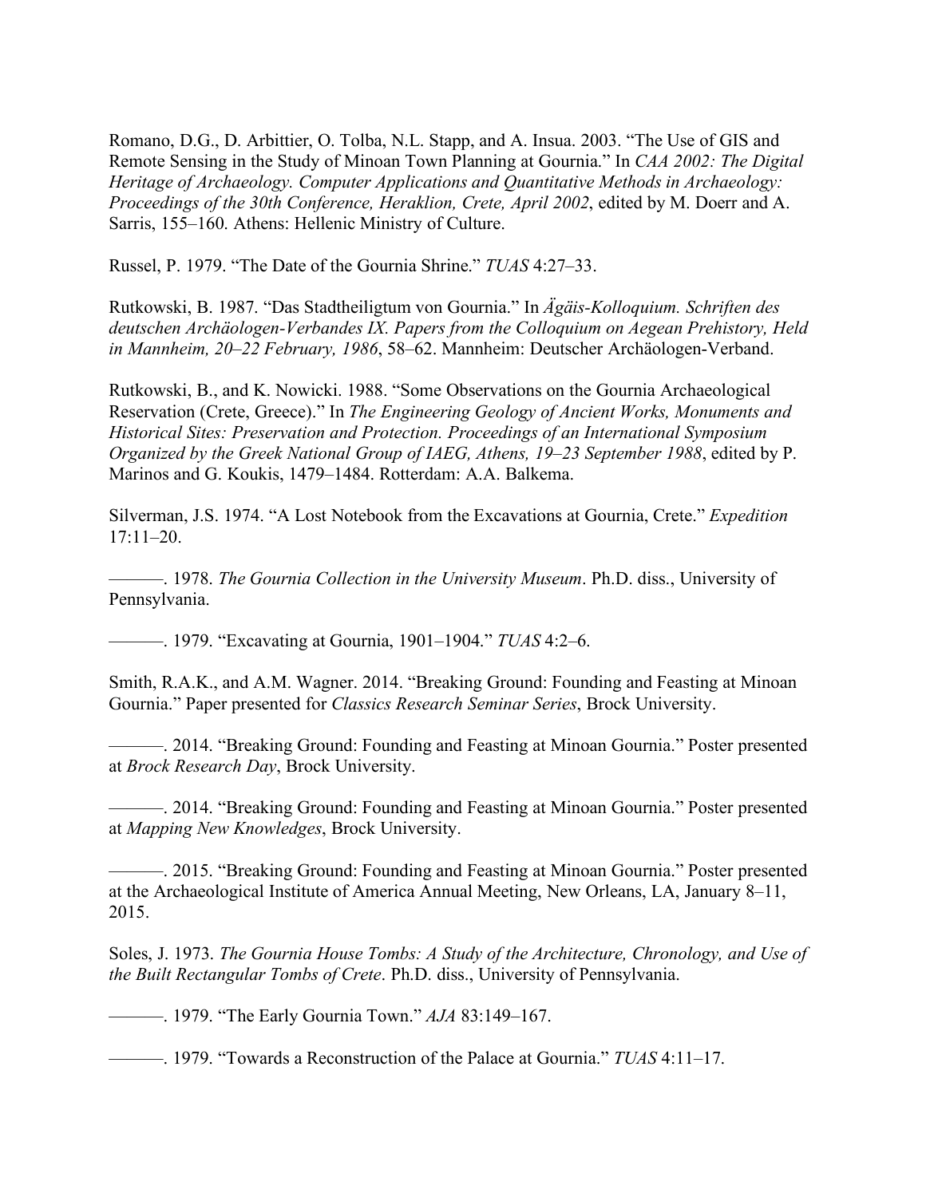Romano, D.G., D. Arbittier, O. Tolba, N.L. Stapp, and A. Insua. 2003. "The Use of GIS and Remote Sensing in the Study of Minoan Town Planning at Gournia." In *CAA 2002: The Digital Heritage of Archaeology. Computer Applications and Quantitative Methods in Archaeology: Proceedings of the 30th Conference, Heraklion, Crete, April 2002*, edited by M. Doerr and A. Sarris, 155–160. Athens: Hellenic Ministry of Culture.

Russel, P. 1979. "The Date of the Gournia Shrine." *TUAS* 4:27–33.

Rutkowski, B. 1987. "Das Stadtheiligtum von Gournia." In *Ägäis-Kolloquium. Schriften des deutschen Archäologen-Verbandes IX. Papers from the Colloquium on Aegean Prehistory, Held in Mannheim, 20–22 February, 1986*, 58–62. Mannheim: Deutscher Archäologen-Verband.

Rutkowski, B., and K. Nowicki. 1988. "Some Observations on the Gournia Archaeological Reservation (Crete, Greece)." In *The Engineering Geology of Ancient Works, Monuments and Historical Sites: Preservation and Protection. Proceedings of an International Symposium Organized by the Greek National Group of IAEG, Athens, 19–23 September 1988*, edited by P. Marinos and G. Koukis, 1479–1484. Rotterdam: A.A. Balkema.

Silverman, J.S. 1974. "A Lost Notebook from the Excavations at Gournia, Crete." *Expedition* 17:11–20.

———. 1978. *The Gournia Collection in the University Museum*. Ph.D. diss., University of Pennsylvania.

———. 1979. "Excavating at Gournia, 1901–1904." *TUAS* 4:2–6.

Smith, R.A.K., and A.M. Wagner. 2014. "Breaking Ground: Founding and Feasting at Minoan Gournia." Paper presented for *Classics Research Seminar Series*, Brock University.

———. 2014. "Breaking Ground: Founding and Feasting at Minoan Gournia." Poster presented at *Brock Research Day*, Brock University.

———. 2014. "Breaking Ground: Founding and Feasting at Minoan Gournia." Poster presented at *Mapping New Knowledges*, Brock University.

———. 2015. "Breaking Ground: Founding and Feasting at Minoan Gournia." Poster presented at the Archaeological Institute of America Annual Meeting, New Orleans, LA, January 8–11, 2015.

Soles, J. 1973. *The Gournia House Tombs: A Study of the Architecture, Chronology, and Use of the Built Rectangular Tombs of Crete*. Ph.D. diss., University of Pennsylvania.

———. 1979. "The Early Gournia Town." *AJA* 83:149–167.

———. 1979. "Towards a Reconstruction of the Palace at Gournia." *TUAS* 4:11–17.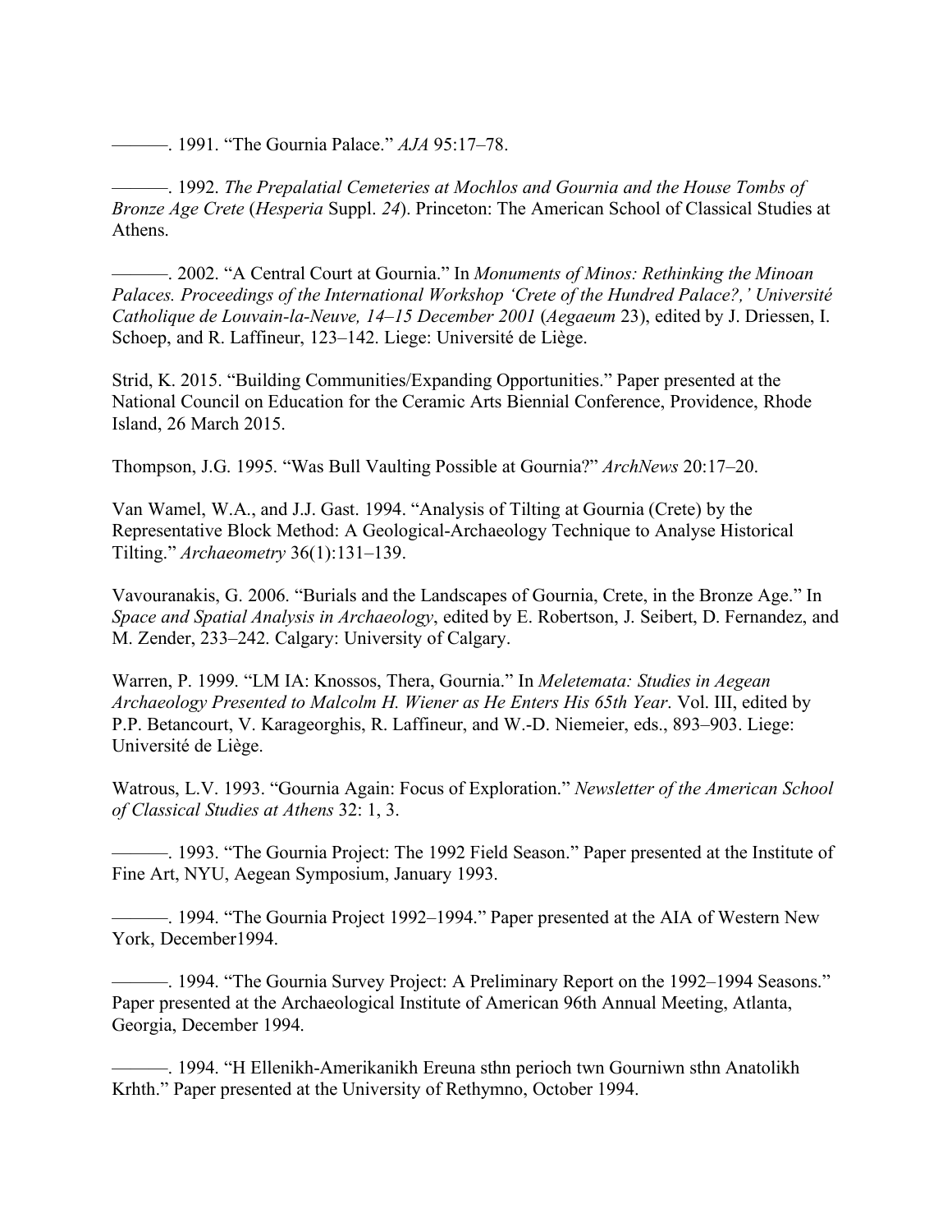———. 1991. “The Gournia Palace.” *AJA* 95:17–78.

———. 1992. *The Prepalatial Cemeteries at Mochlos and Gournia and the House Tombs of Bronze Age Crete* (*Hesperia* Suppl. *24*). Princeton: The American School of Classical Studies at Athens.

———. 2002. “A Central Court at Gournia.” In *Monuments of Minos: Rethinking the Minoan Palaces. Proceedings of the International Workshop ‘Crete of the Hundred Palace?,’ Université Catholique de Louvain-la-Neuve, 14–15 December 2001* (*Aegaeum* 23), edited by J. Driessen, I. Schoep, and R. Laffineur, 123–142. Liege: Université de Liège.

Strid, K. 2015. “Building Communities/Expanding Opportunities.” Paper presented at the National Council on Education for the Ceramic Arts Biennial Conference, Providence, Rhode Island, 26 March 2015.

Thompson, J.G. 1995. “Was Bull Vaulting Possible at Gournia?” *ArchNews* 20:17–20.

Van Wamel, W.A., and J.J. Gast. 1994. “Analysis of Tilting at Gournia (Crete) by the Representative Block Method: A Geological-Archaeology Technique to Analyse Historical Tilting.” *Archaeometry* 36(1):131–139.

Vavouranakis, G. 2006. “Burials and the Landscapes of Gournia, Crete, in the Bronze Age.” In *Space and Spatial Analysis in Archaeology*, edited by E. Robertson, J. Seibert, D. Fernandez, and M. Zender, 233–242. Calgary: University of Calgary.

Warren, P. 1999. “LM IA: Knossos, Thera, Gournia.” In *Meletemata: Studies in Aegean Archaeology Presented to Malcolm H. Wiener as He Enters His 65th Year*. Vol. III, edited by P.P. Betancourt, V. Karageorghis, R. Laffineur, and W.-D. Niemeier, eds., 893–903. Liege: Université de Liège.

Watrous, L.V. 1993. “Gournia Again: Focus of Exploration.” *Newsletter of the American School of Classical Studies at Athens* 32: 1, 3.

———. 1993. “The Gournia Project: The 1992 Field Season.” Paper presented at the Institute of Fine Art, NYU, Aegean Symposium, January 1993.

———. 1994. “The Gournia Project 1992–1994.” Paper presented at the AIA of Western New York, December1994.

———. 1994. “The Gournia Survey Project: A Preliminary Report on the 1992–1994 Seasons.” Paper presented at the Archaeological Institute of American 96th Annual Meeting, Atlanta, Georgia, December 1994.

———. 1994. “H Ellenikh-Amerikanikh Ereuna sthn perioch twn Gourniwn sthn Anatolikh Krhth.” Paper presented at the University of Rethymno, October 1994.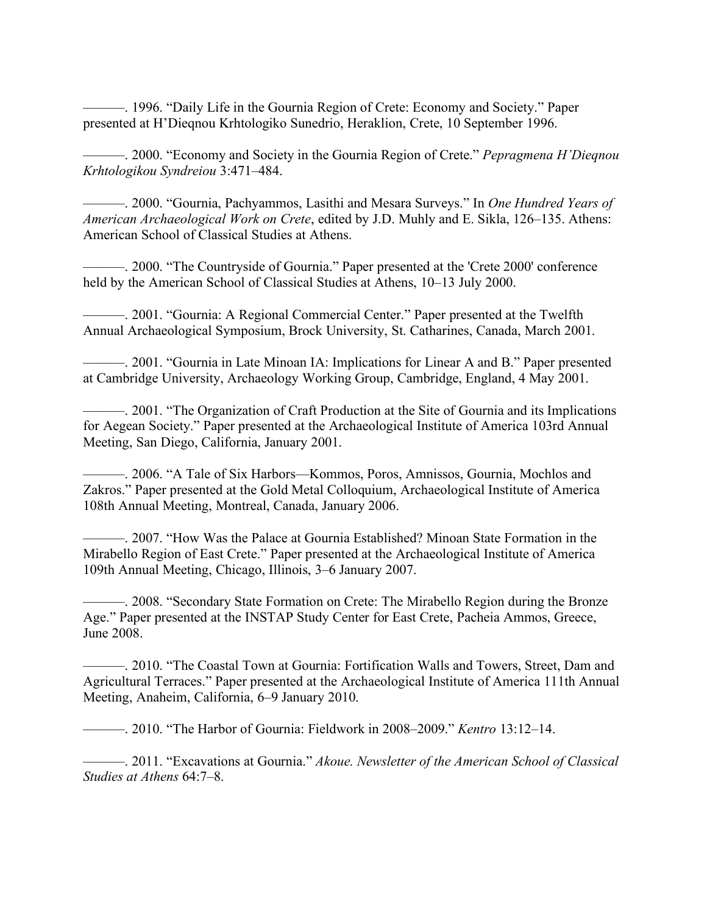———. 1996. “Daily Life in the Gournia Region of Crete: Economy and Society.” Paper presented at H’Dieqnou Krhtologiko Sunedrio, Heraklion, Crete, 10 September 1996.

———. 2000. “Economy and Society in the Gournia Region of Crete.” *Pepragmena H’Dieqnou Krhtologikou Syndreiou* 3:471–484.

———. 2000. “Gournia, Pachyammos, Lasithi and Mesara Surveys.” In *One Hundred Years of American Archaeological Work on Crete*, edited by J.D. Muhly and E. Sikla, 126–135. Athens: American School of Classical Studies at Athens.

———. 2000. “The Countryside of Gournia.” Paper presented at the 'Crete 2000' conference held by the American School of Classical Studies at Athens, 10–13 July 2000.

———. 2001. “Gournia: A Regional Commercial Center.” Paper presented at the Twelfth Annual Archaeological Symposium, Brock University, St. Catharines, Canada, March 2001.

———. 2001. “Gournia in Late Minoan IA: Implications for Linear A and B.” Paper presented at Cambridge University, Archaeology Working Group, Cambridge, England, 4 May 2001.

———. 2001. “The Organization of Craft Production at the Site of Gournia and its Implications for Aegean Society.” Paper presented at the Archaeological Institute of America 103rd Annual Meeting, San Diego, California, January 2001.

———. 2006. “A Tale of Six Harbors—Kommos, Poros, Amnissos, Gournia, Mochlos and Zakros.” Paper presented at the Gold Metal Colloquium, Archaeological Institute of America 108th Annual Meeting, Montreal, Canada, January 2006.

———. 2007. “How Was the Palace at Gournia Established? Minoan State Formation in the Mirabello Region of East Crete.” Paper presented at the Archaeological Institute of America 109th Annual Meeting, Chicago, Illinois, 3–6 January 2007.

———. 2008. “Secondary State Formation on Crete: The Mirabello Region during the Bronze Age.” Paper presented at the INSTAP Study Center for East Crete, Pacheia Ammos, Greece, June 2008.

———. 2010. “The Coastal Town at Gournia: Fortification Walls and Towers, Street, Dam and Agricultural Terraces.” Paper presented at the Archaeological Institute of America 111th Annual Meeting, Anaheim, California, 6–9 January 2010.

———. 2010. “The Harbor of Gournia: Fieldwork in 2008–2009.” *Kentro* 13:12–14.

———. 2011. “Excavations at Gournia.” *Akoue. Newsletter of the American School of Classical Studies at Athens* 64:7–8.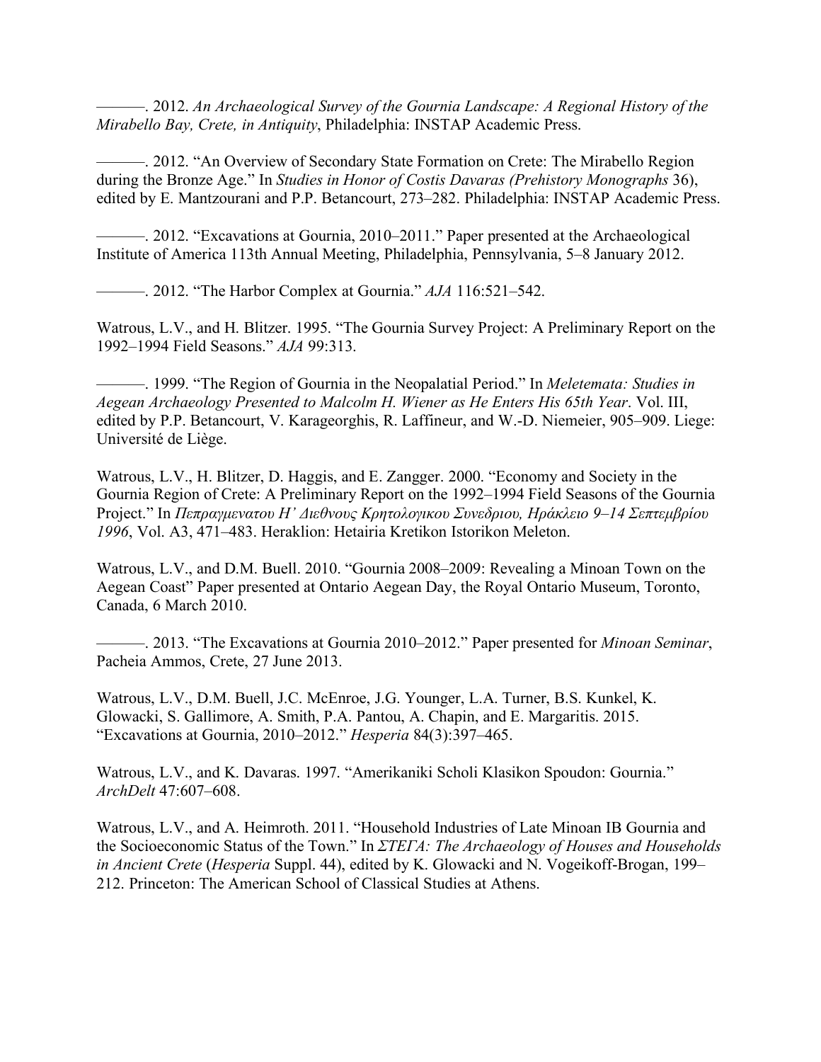———. 2012. *An Archaeological Survey of the Gournia Landscape: A Regional History of the Mirabello Bay, Crete, in Antiquity*, Philadelphia: INSTAP Academic Press.

———. 2012. "An Overview of Secondary State Formation on Crete: The Mirabello Region during the Bronze Age." In *Studies in Honor of Costis Davaras (Prehistory Monographs* 36), edited by E. Mantzourani and P.P. Betancourt, 273–282. Philadelphia: INSTAP Academic Press.

———. 2012. "Excavations at Gournia, 2010–2011." Paper presented at the Archaeological Institute of America 113th Annual Meeting, Philadelphia, Pennsylvania, 5–8 January 2012.

———. 2012. "The Harbor Complex at Gournia." *AJA* 116:521–542.

Watrous, L.V., and H. Blitzer. 1995. "The Gournia Survey Project: A Preliminary Report on the 1992–1994 Field Seasons." *AJA* 99:313.

———. 1999. "The Region of Gournia in the Neopalatial Period." In *Meletemata: Studies in Aegean Archaeology Presented to Malcolm H. Wiener as He Enters His 65th Year*. Vol. III, edited by P.P. Betancourt, V. Karageorghis, R. Laffineur, and W.-D. Niemeier, 905–909. Liege: Université de Liège.

Watrous, L.V., H. Blitzer, D. Haggis, and E. Zangger. 2000. "Economy and Society in the Gournia Region of Crete: A Preliminary Report on the 1992–1994 Field Seasons of the Gournia Project." In *Πεπραγμενατου Η' Διεθνους Κρητολογικου Συνεδριου, Ηράκλειο 9–14 Σεπτεμβρίου 1996*, Vol. A3, 471–483. Heraklion: Hetairia Kretikon Istorikon Meleton.

Watrous, L.V., and D.M. Buell. 2010. "Gournia 2008–2009: Revealing a Minoan Town on the Aegean Coast" Paper presented at Ontario Aegean Day, the Royal Ontario Museum, Toronto, Canada, 6 March 2010.

———. 2013. "The Excavations at Gournia 2010–2012." Paper presented for *Minoan Seminar*, Pacheia Ammos, Crete, 27 June 2013.

Watrous, L.V., D.M. Buell, J.C. McEnroe, J.G. Younger, L.A. Turner, B.S. Kunkel, K. Glowacki, S. Gallimore, A. Smith, P.A. Pantou, A. Chapin, and E. Margaritis. 2015. "Excavations at Gournia, 2010–2012." *Hesperia* 84(3):397–465.

Watrous, L.V., and K. Davaras. 1997. "Amerikaniki Scholi Klasikon Spoudon: Gournia." *ArchDelt* 47:607–608.

Watrous, L.V., and A. Heimroth. 2011. "Household Industries of Late Minoan IB Gournia and the Socioeconomic Status of the Town." In *ΣΤΕΓΑ: The Archaeology of Houses and Households in Ancient Crete* (*Hesperia* Suppl. 44), edited by K. Glowacki and N. Vogeikoff-Brogan, 199–212. Princeton: The American School of Classical Studies at Athens.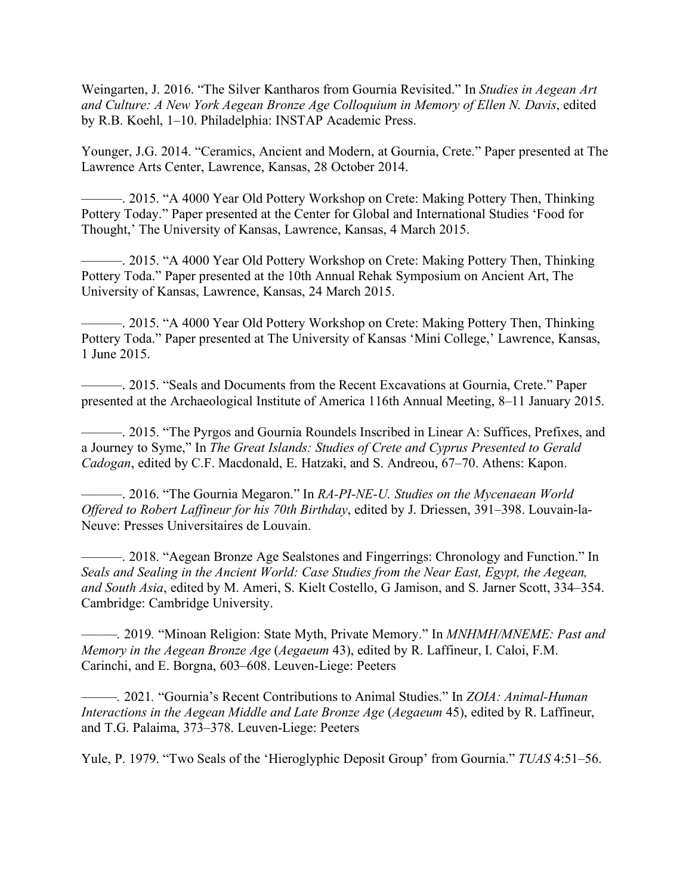Weingarten, J. 2016. "The Silver Kantharos from Gournia Revisited." In *Studies in Aegean Art and Culture: A New York Aegean Bronze Age Colloquium in Memory of Ellen N. Davis*, edited by R.B. Koehl, 1–10. Philadelphia: INSTAP Academic Press.

Younger, J.G. 2014. "Ceramics, Ancient and Modern, at Gournia, Crete." Paper presented at The Lawrence Arts Center, Lawrence, Kansas, 28 October 2014.

———. 2015. "A 4000 Year Old Pottery Workshop on Crete: Making Pottery Then, Thinking Pottery Today." Paper presented at the Center for Global and International Studies 'Food for Thought,' The University of Kansas, Lawrence, Kansas, 4 March 2015.

———. 2015. "A 4000 Year Old Pottery Workshop on Crete: Making Pottery Then, Thinking Pottery Toda." Paper presented at the 10th Annual Rehak Symposium on Ancient Art, The University of Kansas, Lawrence, Kansas, 24 March 2015.

———. 2015. "A 4000 Year Old Pottery Workshop on Crete: Making Pottery Then, Thinking Pottery Toda." Paper presented at The University of Kansas 'Mini College,' Lawrence, Kansas, 1 June 2015.

———. 2015. "Seals and Documents from the Recent Excavations at Gournia, Crete." Paper presented at the Archaeological Institute of America 116th Annual Meeting, 8–11 January 2015.

———. 2015. "The Pyrgos and Gournia Roundels Inscribed in Linear A: Suffices, Prefixes, and a Journey to Syme," In *The Great Islands: Studies of Crete and Cyprus Presented to Gerald Cadogan*, edited by C.F. Macdonald, E. Hatzaki, and S. Andreou, 67–70. Athens: Kapon.

———. 2016. "The Gournia Megaron." In *RA-PI-NE-U. Studies on the Mycenaean World Offered to Robert Laffineur for his 70th Birthday*, edited by J. Driessen, 391–398. Louvain-la-Neuve: Presses Universitaires de Louvain.

———. 2018. "Aegean Bronze Age Sealstones and Fingerrings: Chronology and Function." In *Seals and Sealing in the Ancient World: Case Studies from the Near East, Egypt, the Aegean, and South Asia*, edited by M. Ameri, S. Kielt Costello, G Jamison, and S. Jarner Scott, 334–354. Cambridge: Cambridge University.

———. 2019. "Minoan Religion: State Myth, Private Memory." In *MNHMH/MNEME: Past and Memory in the Aegean Bronze Age* (*Aegaeum* 43), edited by R. Laffineur, I. Caloi, F.M. Carinchi, and E. Borgna, 603–608. Leuven-Liege: Peeters

———. 2021. "Gournia's Recent Contributions to Animal Studies." In *ZOIA: Animal-Human Interactions in the Aegean Middle and Late Bronze Age* (*Aegaeum* 45), edited by R. Laffineur, and T.G. Palaima, 373–378. Leuven-Liege: Peeters

Yule, P. 1979. "Two Seals of the 'Hieroglyphic Deposit Group' from Gournia." *TUAS* 4:51–56.